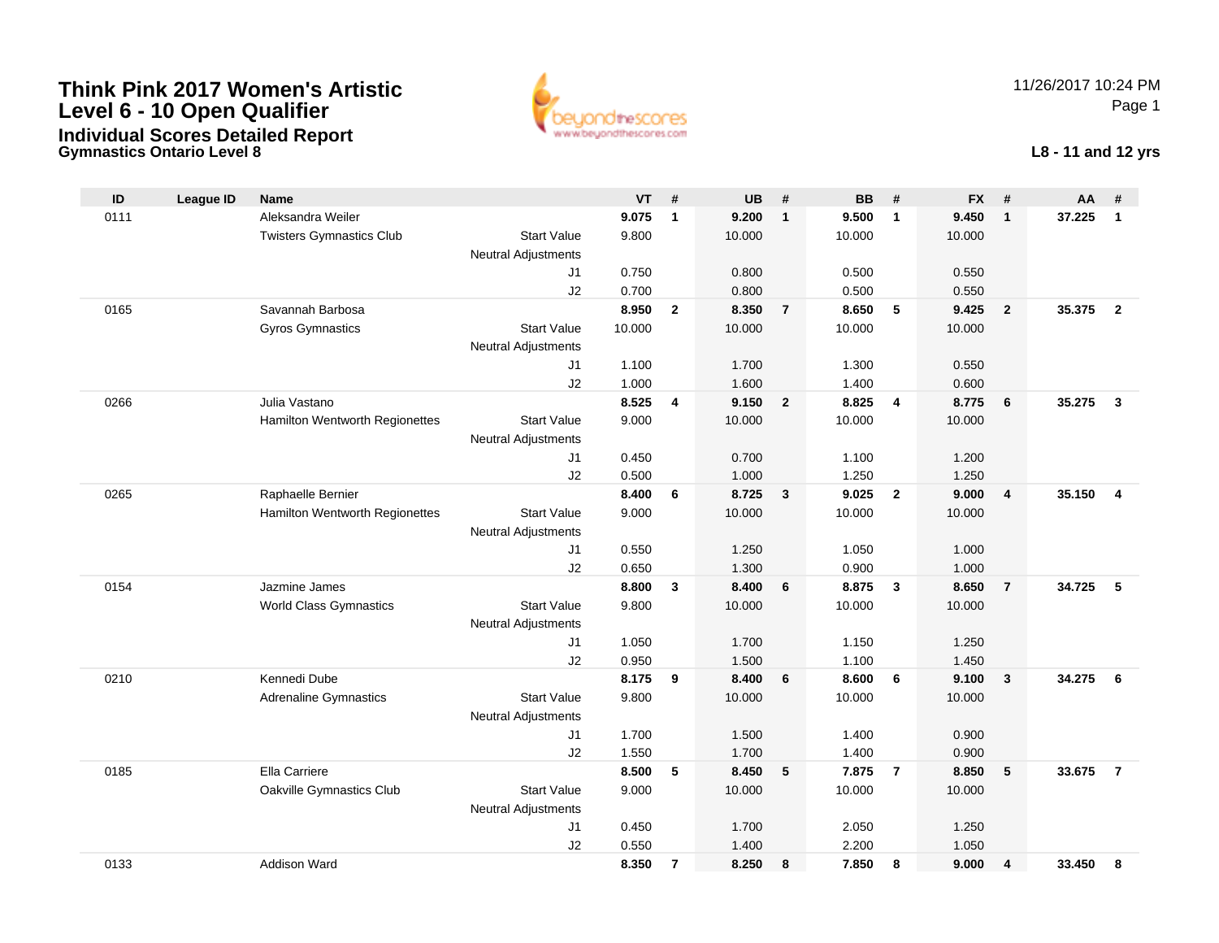# Think Pink 2017 Women's Artistic Level 6 - 10 Open Qualifier

## Individual Scores Detailed Report

### Gymnastics Ontario Level 8

11/26/2017 10:24 PM

**L8 - 11 and 12 yrs**

| ID | League ID | Name | | | VT | # | UB | # | BB | # | FX | # | AA | # |
|---|---|---|---|---|---|---|---|---|---|---|---|---|---|---|
| 0111 | | Aleksandra Weiler | | | **9.075** | **1** | **9.200** | **1** | **9.500** | **1** | **9.450** | **1** | **37.225** | **1** |
| | | Twisters Gymnastics Club | Start Value | | 9.800 | | 10.000 | | 10.000 | | 10.000 | | | |
| | | | Neutral Adjustments | | | | | | | | | | | |
| | | | | J1 | 0.750 | | 0.800 | | 0.500 | | 0.550 | | | |
| | | | | J2 | 0.700 | | 0.800 | | 0.500 | | 0.550 | | | |
| 0165 | | Savannah Barbosa | | | **8.950** | **2** | **8.350** | **7** | **8.650** | **5** | **9.425** | **2** | **35.375** | **2** |
| | | Gyros Gymnastics | Start Value | | 10.000 | | 10.000 | | 10.000 | | 10.000 | | | |
| | | | Neutral Adjustments | | | | | | | | | | | |
| | | | | J1 | 1.100 | | 1.700 | | 1.300 | | 0.550 | | | |
| | | | | J2 | 1.000 | | 1.600 | | 1.400 | | 0.600 | | | |
| 0266 | | Julia Vastano | | | **8.525** | **4** | **9.150** | **2** | **8.825** | **4** | **8.775** | **6** | **35.275** | **3** |
| | | Hamilton Wentworth Regionettes | Start Value | | 9.000 | | 10.000 | | 10.000 | | 10.000 | | | |
| | | | Neutral Adjustments | | | | | | | | | | | |
| | | | | J1 | 0.450 | | 0.700 | | 1.100 | | 1.200 | | | |
| | | | | J2 | 0.500 | | 1.000 | | 1.250 | | 1.250 | | | |
| 0265 | | Raphaelle Bernier | | | **8.400** | **6** | **8.725** | **3** | **9.025** | **2** | **9.000** | **4** | **35.150** | **4** |
| | | Hamilton Wentworth Regionettes | Start Value | | 9.000 | | 10.000 | | 10.000 | | 10.000 | | | |
| | | | Neutral Adjustments | | | | | | | | | | | |
| | | | | J1 | 0.550 | | 1.250 | | 1.050 | | 1.000 | | | |
| | | | | J2 | 0.650 | | 1.300 | | 0.900 | | 1.000 | | | |
| 0154 | | Jazmine James | | | **8.800** | **3** | **8.400** | **6** | **8.875** | **3** | **8.650** | **7** | **34.725** | **5** |
| | | World Class Gymnastics | Start Value | | 9.800 | | 10.000 | | 10.000 | | 10.000 | | | |
| | | | Neutral Adjustments | | | | | | | | | | | |
| | | | | J1 | 1.050 | | 1.700 | | 1.150 | | 1.250 | | | |
| | | | | J2 | 0.950 | | 1.500 | | 1.100 | | 1.450 | | | |
| 0210 | | Kennedi Dube | | | **8.175** | **9** | **8.400** | **6** | **8.600** | **6** | **9.100** | **3** | **34.275** | **6** |
| | | Adrenaline Gymnastics | Start Value | | 9.800 | | 10.000 | | 10.000 | | 10.000 | | | |
| | | | Neutral Adjustments | | | | | | | | | | | |
| | | | | J1 | 1.700 | | 1.500 | | 1.400 | | 0.900 | | | |
| | | | | J2 | 1.550 | | 1.700 | | 1.400 | | 0.900 | | | |
| 0185 | | Ella Carriere | | | **8.500** | **5** | **8.450** | **5** | **7.875** | **7** | **8.850** | **5** | **33.675** | **7** |
| | | Oakville Gymnastics Club | Start Value | | 9.000 | | 10.000 | | 10.000 | | 10.000 | | | |
| | | | Neutral Adjustments | | | | | | | | | | | |
| | | | | J1 | 0.450 | | 1.700 | | 2.050 | | 1.250 | | | |
| | | | | J2 | 0.550 | | 1.400 | | 2.200 | | 1.050 | | | |
| 0133 | | Addison Ward | | | **8.350** | **7** | **8.250** | **8** | **7.850** | **8** | **9.000** | **4** | **33.450** | **8** |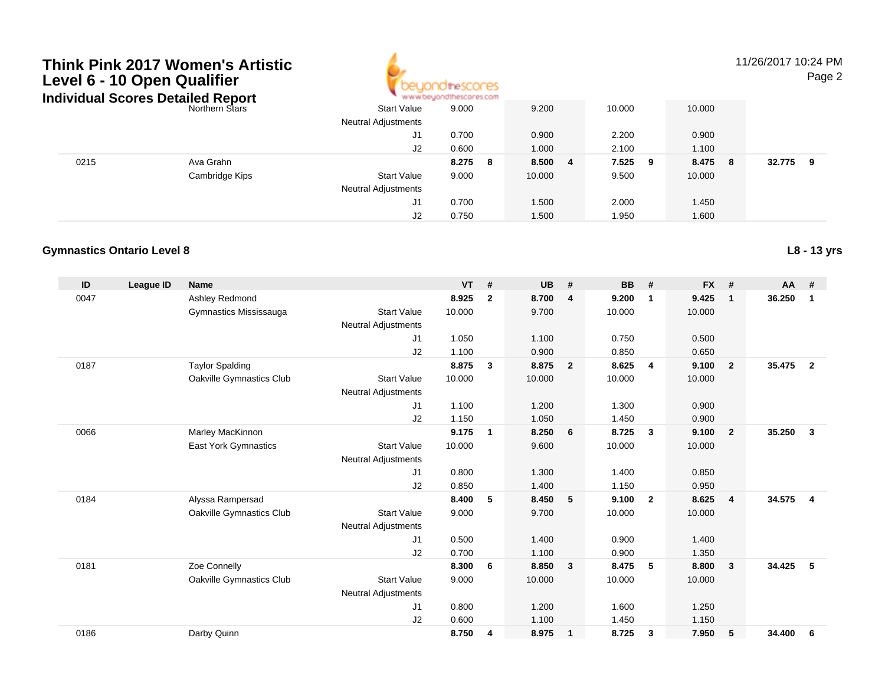# Think Pink 2017 Women's Artistic Level 6 - 10 Open Qualifier

## Individual Scores Detailed Report

11/26/2017 10:24 PM

| ID | League ID | Name | | VT | # | UB | # | BB | # | FX | # | AA | # |
|---|---|---|---|---|---|---|---|---|---|---|---|---|---|
| | | Northern Stars | Start Value | 9.000 | | 9.200 | | 10.000 | | 10.000 | | | |
| | | | Neutral Adjustments | | | | | | | | | | |
| | | | J1 | 0.700 | | 0.900 | | 2.200 | | 0.900 | | | |
| | | | J2 | 0.600 | | 1.000 | | 2.100 | | 1.100 | | | |
| 0215 | | Ava Grahn | | **8.275** | **8** | **8.500** | **4** | **7.525** | **9** | **8.475** | **8** | **32.775** | **9** |
| | | Cambridge Kips | Start Value | 9.000 | | 10.000 | | 9.500 | | 10.000 | | | |
| | | | Neutral Adjustments | | | | | | | | | | |
| | | | J1 | 0.700 | | 1.500 | | 2.000 | | 1.450 | | | |
| | | | J2 | 0.750 | | 1.500 | | 1.950 | | 1.600 | | | |

### Gymnastics Ontario Level 8

**L8 - 13 yrs**

| ID | League ID | Name | | VT | # | UB | # | BB | # | FX | # | AA | # |
|---|---|---|---|---|---|---|---|---|---|---|---|---|---|
| 0047 | | Ashley Redmond | | **8.925** | **2** | **8.700** | **4** | **9.200** | **1** | **9.425** | **1** | **36.250** | **1** |
| | | Gymnastics Mississauga | Start Value | 10.000 | | 9.700 | | 10.000 | | 10.000 | | | |
| | | | Neutral Adjustments | | | | | | | | | | |
| | | | J1 | 1.050 | | 1.100 | | 0.750 | | 0.500 | | | |
| | | | J2 | 1.100 | | 0.900 | | 0.850 | | 0.650 | | | |
| 0187 | | Taylor Spalding | | **8.875** | **3** | **8.875** | **2** | **8.625** | **4** | **9.100** | **2** | **35.475** | **2** |
| | | Oakville Gymnastics Club | Start Value | 10.000 | | 10.000 | | 10.000 | | 10.000 | | | |
| | | | Neutral Adjustments | | | | | | | | | | |
| | | | J1 | 1.100 | | 1.200 | | 1.300 | | 0.900 | | | |
| | | | J2 | 1.150 | | 1.050 | | 1.450 | | 0.900 | | | |
| 0066 | | Marley MacKinnon | | **9.175** | **1** | **8.250** | **6** | **8.725** | **3** | **9.100** | **2** | **35.250** | **3** |
| | | East York Gymnastics | Start Value | 10.000 | | 9.600 | | 10.000 | | 10.000 | | | |
| | | | Neutral Adjustments | | | | | | | | | | |
| | | | J1 | 0.800 | | 1.300 | | 1.400 | | 0.850 | | | |
| | | | J2 | 0.850 | | 1.400 | | 1.150 | | 0.950 | | | |
| 0184 | | Alyssa Rampersad | | **8.400** | **5** | **8.450** | **5** | **9.100** | **2** | **8.625** | **4** | **34.575** | **4** |
| | | Oakville Gymnastics Club | Start Value | 9.000 | | 9.700 | | 10.000 | | 10.000 | | | |
| | | | Neutral Adjustments | | | | | | | | | | |
| | | | J1 | 0.500 | | 1.400 | | 0.900 | | 1.400 | | | |
| | | | J2 | 0.700 | | 1.100 | | 0.900 | | 1.350 | | | |
| 0181 | | Zoe Connelly | | **8.300** | **6** | **8.850** | **3** | **8.475** | **5** | **8.800** | **3** | **34.425** | **5** |
| | | Oakville Gymnastics Club | Start Value | 9.000 | | 10.000 | | 10.000 | | 10.000 | | | |
| | | | Neutral Adjustments | | | | | | | | | | |
| | | | J1 | 0.800 | | 1.200 | | 1.600 | | 1.250 | | | |
| | | | J2 | 0.600 | | 1.100 | | 1.450 | | 1.150 | | | |
| 0186 | | Darby Quinn | | **8.750** | **4** | **8.975** | **1** | **8.725** | **3** | **7.950** | **5** | **34.400** | **6** |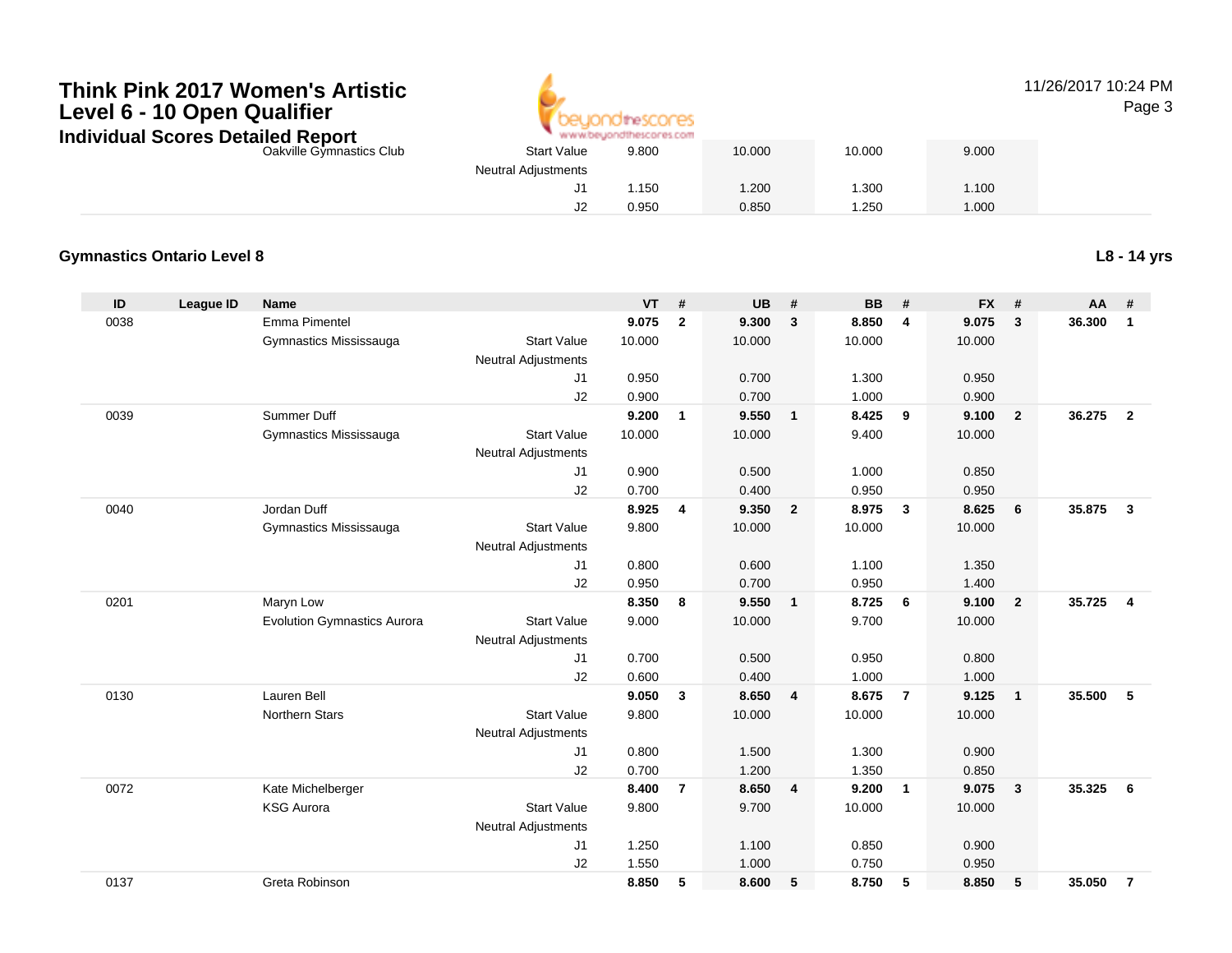# Think Pink 2017 Women's Artistic Level 6 - 10 Open Qualifier

## Individual Scores Detailed Report

| | | | | VT | | UB | | BB | | FX | | | |
|---|---|---|---|---|---|---|---|---|---|---|---|---|---|
| | | Oakville Gymnastics Club | Start Value | 9.800 | | 10.000 | | 10.000 | | 9.000 | | | |
| | | | Neutral Adjustments | | | | | | | | | | |
| | | | J1 | 1.150 | | 1.200 | | 1.300 | | 1.100 | | | |
| | | | J2 | 0.950 | | 0.850 | | 1.250 | | 1.000 | | | |

### Gymnastics Ontario Level 8

**L8 - 14 yrs**

| ID | League ID | Name | | VT | # | UB | # | BB | # | FX | # | AA | # |
|---|---|---|---|---|---|---|---|---|---|---|---|---|---|
| 0038 | | Emma Pimentel | | **9.075** | **2** | **9.300** | **3** | **8.850** | **4** | **9.075** | **3** | **36.300** | **1** |
| | | Gymnastics Mississauga | Start Value | 10.000 | | 10.000 | | 10.000 | | 10.000 | | | |
| | | | Neutral Adjustments | | | | | | | | | | |
| | | | J1 | 0.950 | | 0.700 | | 1.300 | | 0.950 | | | |
| | | | J2 | 0.900 | | 0.700 | | 1.000 | | 0.900 | | | |
| 0039 | | Summer Duff | | **9.200** | **1** | **9.550** | **1** | **8.425** | **9** | **9.100** | **2** | **36.275** | **2** |
| | | Gymnastics Mississauga | Start Value | 10.000 | | 10.000 | | 9.400 | | 10.000 | | | |
| | | | Neutral Adjustments | | | | | | | | | | |
| | | | J1 | 0.900 | | 0.500 | | 1.000 | | 0.850 | | | |
| | | | J2 | 0.700 | | 0.400 | | 0.950 | | 0.950 | | | |
| 0040 | | Jordan Duff | | **8.925** | **4** | **9.350** | **2** | **8.975** | **3** | **8.625** | **6** | **35.875** | **3** |
| | | Gymnastics Mississauga | Start Value | 9.800 | | 10.000 | | 10.000 | | 10.000 | | | |
| | | | Neutral Adjustments | | | | | | | | | | |
| | | | J1 | 0.800 | | 0.600 | | 1.100 | | 1.350 | | | |
| | | | J2 | 0.950 | | 0.700 | | 0.950 | | 1.400 | | | |
| 0201 | | Maryn Low | | **8.350** | **8** | **9.550** | **1** | **8.725** | **6** | **9.100** | **2** | **35.725** | **4** |
| | | Evolution Gymnastics Aurora | Start Value | 9.000 | | 10.000 | | 9.700 | | 10.000 | | | |
| | | | Neutral Adjustments | | | | | | | | | | |
| | | | J1 | 0.700 | | 0.500 | | 0.950 | | 0.800 | | | |
| | | | J2 | 0.600 | | 0.400 | | 1.000 | | 1.000 | | | |
| 0130 | | Lauren Bell | | **9.050** | **3** | **8.650** | **4** | **8.675** | **7** | **9.125** | **1** | **35.500** | **5** |
| | | Northern Stars | Start Value | 9.800 | | 10.000 | | 10.000 | | 10.000 | | | |
| | | | Neutral Adjustments | | | | | | | | | | |
| | | | J1 | 0.800 | | 1.500 | | 1.300 | | 0.900 | | | |
| | | | J2 | 0.700 | | 1.200 | | 1.350 | | 0.850 | | | |
| 0072 | | Kate Michelberger | | **8.400** | **7** | **8.650** | **4** | **9.200** | **1** | **9.075** | **3** | **35.325** | **6** |
| | | KSG Aurora | Start Value | 9.800 | | 9.700 | | 10.000 | | 10.000 | | | |
| | | | Neutral Adjustments | | | | | | | | | | |
| | | | J1 | 1.250 | | 1.100 | | 0.850 | | 0.900 | | | |
| | | | J2 | 1.550 | | 1.000 | | 0.750 | | 0.950 | | | |
| 0137 | | Greta Robinson | | **8.850** | **5** | **8.600** | **5** | **8.750** | **5** | **8.850** | **5** | **35.050** | **7** |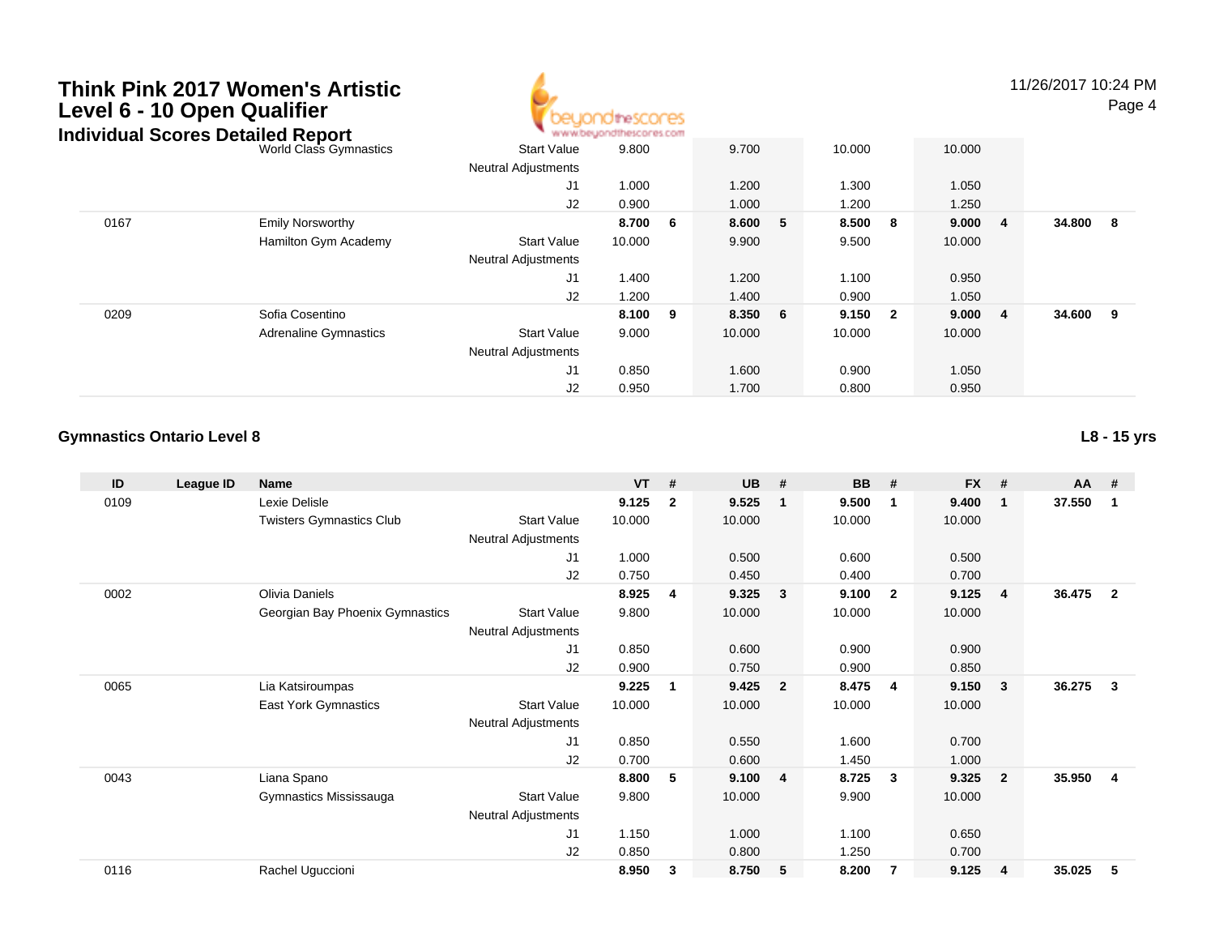# Think Pink 2017 Women's Artistic Level 6 - 10 Open Qualifier

## Individual Scores Detailed Report

| ID | League ID | Name | | VT | # | UB | # | BB | # | FX | # | AA | # |
|---|---|---|---|---|---|---|---|---|---|---|---|---|---|
| | | World Class Gymnastics | Start Value | 9.800 | | 9.700 | | 10.000 | | 10.000 | | | |
| | | | Neutral Adjustments | | | | | | | | | | |
| | | | J1 | 1.000 | | 1.200 | | 1.300 | | 1.050 | | | |
| | | | J2 | 0.900 | | 1.000 | | 1.200 | | 1.250 | | | |
| 0167 | | Emily Norsworthy | | **8.700** | **6** | **8.600** | **5** | **8.500** | **8** | **9.000** | **4** | **34.800** | **8** |
| | | Hamilton Gym Academy | Start Value | 10.000 | | 9.900 | | 9.500 | | 10.000 | | | |
| | | | Neutral Adjustments | | | | | | | | | | |
| | | | J1 | 1.400 | | 1.200 | | 1.100 | | 0.950 | | | |
| | | | J2 | 1.200 | | 1.400 | | 0.900 | | 1.050 | | | |
| 0209 | | Sofia Cosentino | | **8.100** | **9** | **8.350** | **6** | **9.150** | **2** | **9.000** | **4** | **34.600** | **9** |
| | | Adrenaline Gymnastics | Start Value | 9.000 | | 10.000 | | 10.000 | | 10.000 | | | |
| | | | Neutral Adjustments | | | | | | | | | | |
| | | | J1 | 0.850 | | 1.600 | | 0.900 | | 1.050 | | | |
| | | | J2 | 0.950 | | 1.700 | | 0.800 | | 0.950 | | | |

### Gymnastics Ontario Level 8

**L8 - 15 yrs**

| ID | League ID | Name | | VT | # | UB | # | BB | # | FX | # | AA | # |
|---|---|---|---|---|---|---|---|---|---|---|---|---|---|
| 0109 | | Lexie Delisle | | **9.125** | **2** | **9.525** | **1** | **9.500** | **1** | **9.400** | **1** | **37.550** | **1** |
| | | Twisters Gymnastics Club | Start Value | 10.000 | | 10.000 | | 10.000 | | 10.000 | | | |
| | | | Neutral Adjustments | | | | | | | | | | |
| | | | J1 | 1.000 | | 0.500 | | 0.600 | | 0.500 | | | |
| | | | J2 | 0.750 | | 0.450 | | 0.400 | | 0.700 | | | |
| 0002 | | Olivia Daniels | | **8.925** | **4** | **9.325** | **3** | **9.100** | **2** | **9.125** | **4** | **36.475** | **2** |
| | | Georgian Bay Phoenix Gymnastics | Start Value | 9.800 | | 10.000 | | 10.000 | | 10.000 | | | |
| | | | Neutral Adjustments | | | | | | | | | | |
| | | | J1 | 0.850 | | 0.600 | | 0.900 | | 0.900 | | | |
| | | | J2 | 0.900 | | 0.750 | | 0.900 | | 0.850 | | | |
| 0065 | | Lia Katsiroumpas | | **9.225** | **1** | **9.425** | **2** | **8.475** | **4** | **9.150** | **3** | **36.275** | **3** |
| | | East York Gymnastics | Start Value | 10.000 | | 10.000 | | 10.000 | | 10.000 | | | |
| | | | Neutral Adjustments | | | | | | | | | | |
| | | | J1 | 0.850 | | 0.550 | | 1.600 | | 0.700 | | | |
| | | | J2 | 0.700 | | 0.600 | | 1.450 | | 1.000 | | | |
| 0043 | | Liana Spano | | **8.800** | **5** | **9.100** | **4** | **8.725** | **3** | **9.325** | **2** | **35.950** | **4** |
| | | Gymnastics Mississauga | Start Value | 9.800 | | 10.000 | | 9.900 | | 10.000 | | | |
| | | | Neutral Adjustments | | | | | | | | | | |
| | | | J1 | 1.150 | | 1.000 | | 1.100 | | 0.650 | | | |
| | | | J2 | 0.850 | | 0.800 | | 1.250 | | 0.700 | | | |
| 0116 | | Rachel Uguccioni | | **8.950** | **3** | **8.750** | **5** | **8.200** | **7** | **9.125** | **4** | **35.025** | **5** |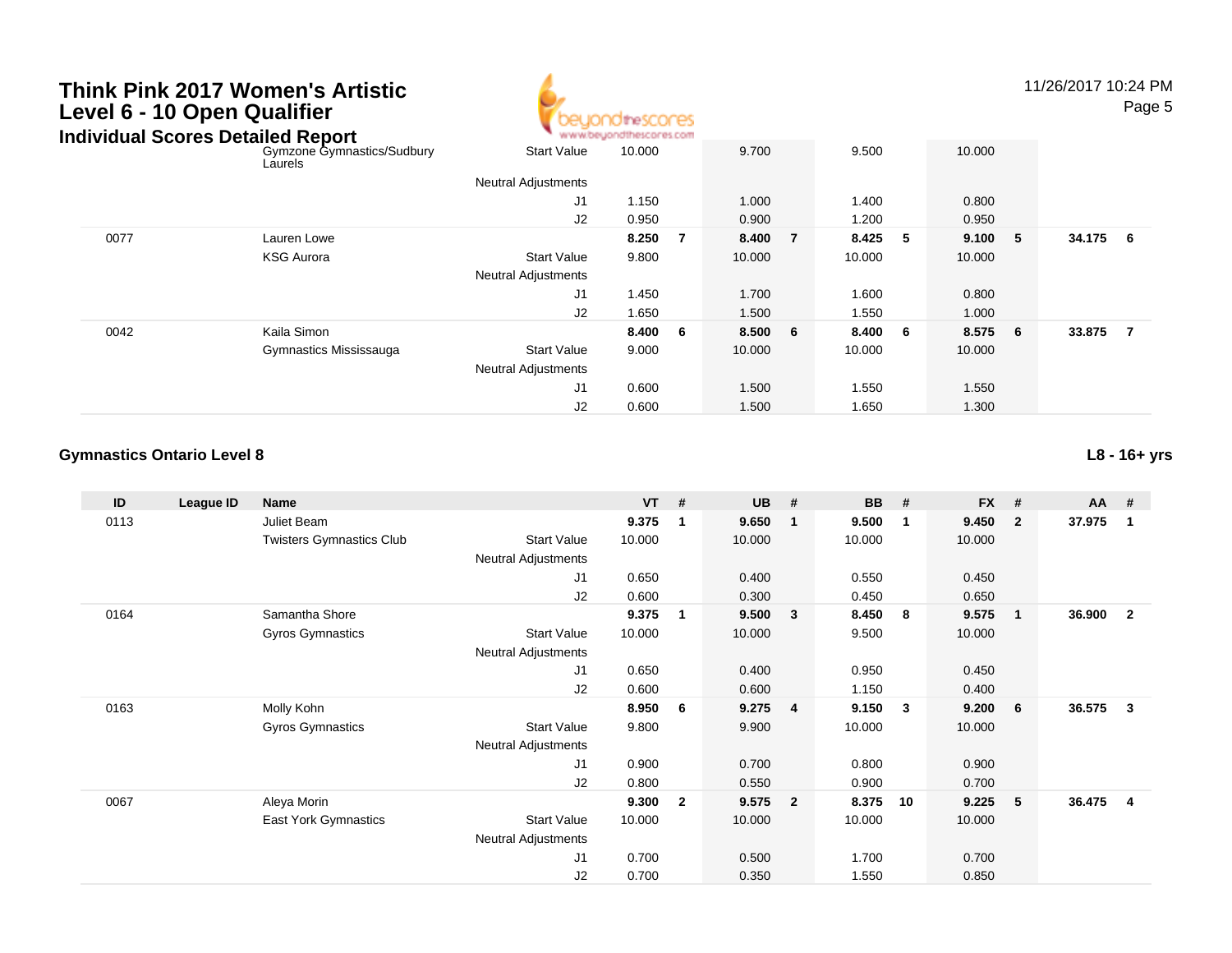# Think Pink 2017 Women's Artistic Level 6 - 10 Open Qualifier

## Individual Scores Detailed Report

11/26/2017 10:24 PM

| ID | League ID | Name | | VT | # | UB | # | BB | # | FX | # | AA | # |
|---|---|---|---|---|---|---|---|---|---|---|---|---|---|
| | | Gymzone Gymnastics/Sudbury Laurels | Start Value | 10.000 | | 9.700 | | 9.500 | | 10.000 | | | |
| | | | Neutral Adjustments | | | | | | | | | | |
| | | | J1 | 1.150 | | 1.000 | | 1.400 | | 0.800 | | | |
| | | | J2 | 0.950 | | 0.900 | | 1.200 | | 0.950 | | | |
| 0077 | | Lauren Lowe | | **8.250** | **7** | **8.400** | **7** | **8.425** | **5** | **9.100** | **5** | **34.175** | **6** |
| | | KSG Aurora | Start Value | 9.800 | | 10.000 | | 10.000 | | 10.000 | | | |
| | | | Neutral Adjustments | | | | | | | | | | |
| | | | J1 | 1.450 | | 1.700 | | 1.600 | | 0.800 | | | |
| | | | J2 | 1.650 | | 1.500 | | 1.550 | | 1.000 | | | |
| 0042 | | Kaila Simon | | **8.400** | **6** | **8.500** | **6** | **8.400** | **6** | **8.575** | **6** | **33.875** | **7** |
| | | Gymnastics Mississauga | Start Value | 9.000 | | 10.000 | | 10.000 | | 10.000 | | | |
| | | | Neutral Adjustments | | | | | | | | | | |
| | | | J1 | 0.600 | | 1.500 | | 1.550 | | 1.550 | | | |
| | | | J2 | 0.600 | | 1.500 | | 1.650 | | 1.300 | | | |

### Gymnastics Ontario Level 8

**L8 - 16+ yrs**

| ID | League ID | Name | | VT | # | UB | # | BB | # | FX | # | AA | # |
|---|---|---|---|---|---|---|---|---|---|---|---|---|---|
| 0113 | | Juliet Beam | | **9.375** | **1** | **9.650** | **1** | **9.500** | **1** | **9.450** | **2** | **37.975** | **1** |
| | | Twisters Gymnastics Club | Start Value | 10.000 | | 10.000 | | 10.000 | | 10.000 | | | |
| | | | Neutral Adjustments | | | | | | | | | | |
| | | | J1 | 0.650 | | 0.400 | | 0.550 | | 0.450 | | | |
| | | | J2 | 0.600 | | 0.300 | | 0.450 | | 0.650 | | | |
| 0164 | | Samantha Shore | | **9.375** | **1** | **9.500** | **3** | **8.450** | **8** | **9.575** | **1** | **36.900** | **2** |
| | | Gyros Gymnastics | Start Value | 10.000 | | 10.000 | | 9.500 | | 10.000 | | | |
| | | | Neutral Adjustments | | | | | | | | | | |
| | | | J1 | 0.650 | | 0.400 | | 0.950 | | 0.450 | | | |
| | | | J2 | 0.600 | | 0.600 | | 1.150 | | 0.400 | | | |
| 0163 | | Molly Kohn | | **8.950** | **6** | **9.275** | **4** | **9.150** | **3** | **9.200** | **6** | **36.575** | **3** |
| | | Gyros Gymnastics | Start Value | 9.800 | | 9.900 | | 10.000 | | 10.000 | | | |
| | | | Neutral Adjustments | | | | | | | | | | |
| | | | J1 | 0.900 | | 0.700 | | 0.800 | | 0.900 | | | |
| | | | J2 | 0.800 | | 0.550 | | 0.900 | | 0.700 | | | |
| 0067 | | Aleya Morin | | **9.300** | **2** | **9.575** | **2** | **8.375** | **10** | **9.225** | **5** | **36.475** | **4** |
| | | East York Gymnastics | Start Value | 10.000 | | 10.000 | | 10.000 | | 10.000 | | | |
| | | | Neutral Adjustments | | | | | | | | | | |
| | | | J1 | 0.700 | | 0.500 | | 1.700 | | 0.700 | | | |
| | | | J2 | 0.700 | | 0.350 | | 1.550 | | 0.850 | | | |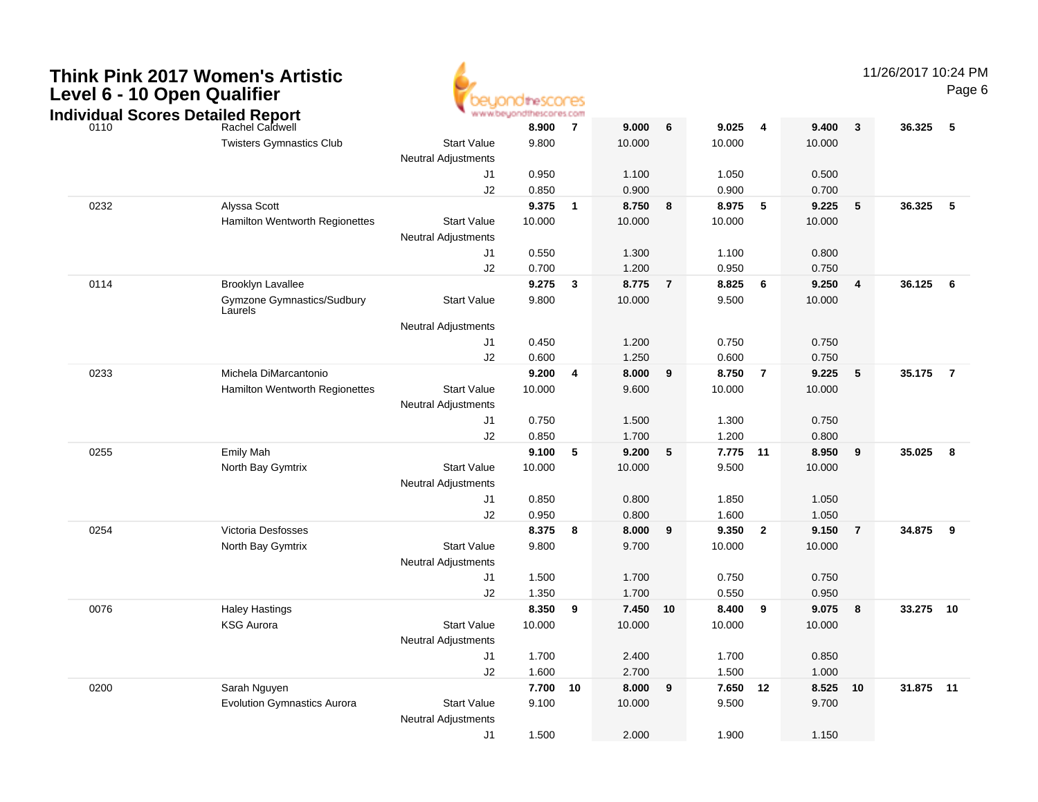# Think Pink 2017 Women's Artistic
# Level 6 - 10 Open Qualifier
## Individual Scores Detailed Report

| # | Name / Club | | Vault | Rank | Bars | Rank | Beam | Rank | Floor | Rank | AA | Rank |
|---|---|---|---|---|---|---|---|---|---|---|---|---|
| 0110 | Rachel Caldwell | | **8.900** | **7** | **9.000** | **6** | **9.025** | **4** | **9.400** | **3** | **36.325** | **5** |
| | Twisters Gymnastics Club | Start Value | 9.800 | | 10.000 | | 10.000 | | 10.000 | | | |
| | | Neutral Adjustments | | | | | | | | | | |
| | | J1 | 0.950 | | 1.100 | | 1.050 | | 0.500 | | | |
| | | J2 | 0.850 | | 0.900 | | 0.900 | | 0.700 | | | |
| 0232 | Alyssa Scott | | **9.375** | **1** | **8.750** | **8** | **8.975** | **5** | **9.225** | **5** | **36.325** | **5** |
| | Hamilton Wentworth Regionettes | Start Value | 10.000 | | 10.000 | | 10.000 | | 10.000 | | | |
| | | Neutral Adjustments | | | | | | | | | | |
| | | J1 | 0.550 | | 1.300 | | 1.100 | | 0.800 | | | |
| | | J2 | 0.700 | | 1.200 | | 0.950 | | 0.750 | | | |
| 0114 | Brooklyn Lavallee | | **9.275** | **3** | **8.775** | **7** | **8.825** | **6** | **9.250** | **4** | **36.125** | **6** |
| | Gymzone Gymnastics/Sudbury Laurels | Start Value | 9.800 | | 10.000 | | 9.500 | | 10.000 | | | |
| | | Neutral Adjustments | | | | | | | | | | |
| | | J1 | 0.450 | | 1.200 | | 0.750 | | 0.750 | | | |
| | | J2 | 0.600 | | 1.250 | | 0.600 | | 0.750 | | | |
| 0233 | Michela DiMarcantonio | | **9.200** | **4** | **8.000** | **9** | **8.750** | **7** | **9.225** | **5** | **35.175** | **7** |
| | Hamilton Wentworth Regionettes | Start Value | 10.000 | | 9.600 | | 10.000 | | 10.000 | | | |
| | | Neutral Adjustments | | | | | | | | | | |
| | | J1 | 0.750 | | 1.500 | | 1.300 | | 0.750 | | | |
| | | J2 | 0.850 | | 1.700 | | 1.200 | | 0.800 | | | |
| 0255 | Emily Mah | | **9.100** | **5** | **9.200** | **5** | **7.775** | **11** | **8.950** | **9** | **35.025** | **8** |
| | North Bay Gymtrix | Start Value | 10.000 | | 10.000 | | 9.500 | | 10.000 | | | |
| | | Neutral Adjustments | | | | | | | | | | |
| | | J1 | 0.850 | | 0.800 | | 1.850 | | 1.050 | | | |
| | | J2 | 0.950 | | 0.800 | | 1.600 | | 1.050 | | | |
| 0254 | Victoria Desfosses | | **8.375** | **8** | **8.000** | **9** | **9.350** | **2** | **9.150** | **7** | **34.875** | **9** |
| | North Bay Gymtrix | Start Value | 9.800 | | 9.700 | | 10.000 | | 10.000 | | | |
| | | Neutral Adjustments | | | | | | | | | | |
| | | J1 | 1.500 | | 1.700 | | 0.750 | | 0.750 | | | |
| | | J2 | 1.350 | | 1.700 | | 0.550 | | 0.950 | | | |
| 0076 | Haley Hastings | | **8.350** | **9** | **7.450** | **10** | **8.400** | **9** | **9.075** | **8** | **33.275** | **10** |
| | KSG Aurora | Start Value | 10.000 | | 10.000 | | 10.000 | | 10.000 | | | |
| | | Neutral Adjustments | | | | | | | | | | |
| | | J1 | 1.700 | | 2.400 | | 1.700 | | 0.850 | | | |
| | | J2 | 1.600 | | 2.700 | | 1.500 | | 1.000 | | | |
| 0200 | Sarah Nguyen | | **7.700** | **10** | **8.000** | **9** | **7.650** | **12** | **8.525** | **10** | **31.875** | **11** |
| | Evolution Gymnastics Aurora | Start Value | 9.100 | | 10.000 | | 9.500 | | 9.700 | | | |
| | | Neutral Adjustments | | | | | | | | | | |
| | | J1 | 1.500 | | 2.000 | | 1.900 | | 1.150 | | | |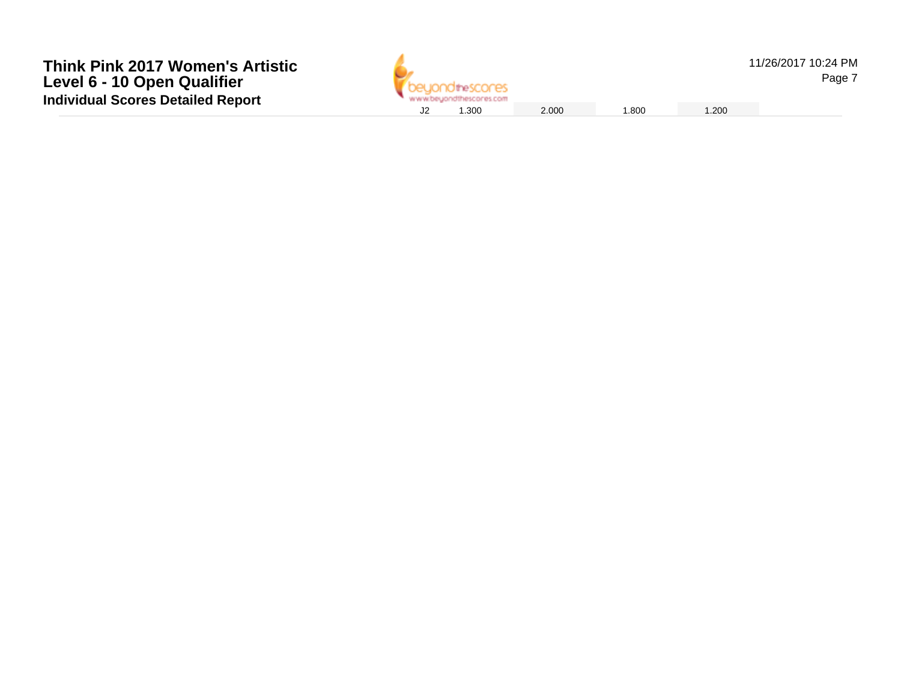| | | | | |
|---|---|---|---|---|
| J2 | 1.300 | 2.000 | 1.800 | 1.200 |